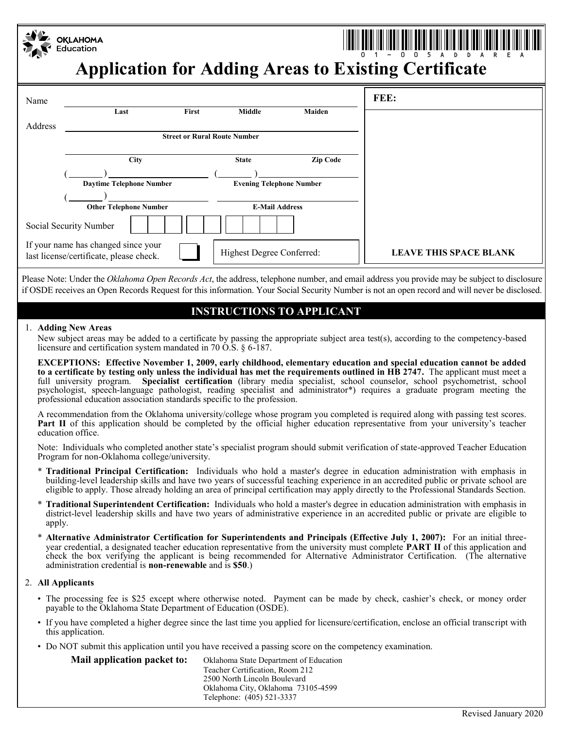OKLAHOMA Education

01-005ADDAREA

# Application for Adding Areas to Existing Certificate

Name ______________________________________________
Last First Middle Maiden

Address ______________________________________________
Street or Rural Route Number

______________________________________________
City State Zip Code

(______) ____________________ (______) ____________________
Daytime Telephone Number Evening Telephone Number

(______) ____________________ ____________________
Other Telephone Number E-Mail Address

Social Security Number ☐☐☐ ☐☐ ☐☐☐☐

If your name has changed since your last license/certificate, please check. ☐

Highest Degree Conferred:

**FEE:**

**LEAVE THIS SPACE BLANK**

Please Note: Under the *Oklahoma Open Records Act*, the address, telephone number, and email address you provide may be subject to disclosure if OSDE receives an Open Records Request for this information. Your Social Security Number is not an open record and will never be disclosed.

## INSTRUCTIONS TO APPLICANT

1. **Adding New Areas**

   New subject areas may be added to a certificate by passing the appropriate subject area test(s), according to the competency-based licensure and certification system mandated in 70 O.S. § 6-187.

   **EXCEPTIONS: Effective November 1, 2009, early childhood, elementary education and special education cannot be added to a certificate by testing only unless the individual has met the requirements outlined in HB 2747.** The applicant must meet a full university program. **Specialist certification** (library media specialist, school counselor, school psychometrist, school psychologist, speech-language pathologist, reading specialist and administrator*) requires a graduate program meeting the professional education association standards specific to the profession.

   A recommendation from the Oklahoma university/college whose program you completed is required along with passing test scores. **Part II** of this application should be completed by the official higher education representative from your university's teacher education office.

   Note: Individuals who completed another state's specialist program should submit verification of state-approved Teacher Education Program for non-Oklahoma college/university.

   \* **Traditional Principal Certification:** Individuals who hold a master's degree in education administration with emphasis in building-level leadership skills and have two years of successful teaching experience in an accredited public or private school are eligible to apply. Those already holding an area of principal certification may apply directly to the Professional Standards Section.

   \* **Traditional Superintendent Certification:** Individuals who hold a master's degree in education administration with emphasis in district-level leadership skills and have two years of administrative experience in an accredited public or private are eligible to apply.

   \* **Alternative Administrator Certification for Superintendents and Principals (Effective July 1, 2007):** For an initial three-year credential, a designated teacher education representative from the university must complete **PART II** of this application and check the box verifying the applicant is being recommended for Alternative Administrator Certification. (The alternative administration credential is **non-renewable** and is **$50**.)

2. **All Applicants**

   - The processing fee is $25 except where otherwise noted. Payment can be made by check, cashier's check, or money order payable to the Oklahoma State Department of Education (OSDE).
   - If you have completed a higher degree since the last time you applied for licensure/certification, enclose an official transcript with this application.
   - Do NOT submit this application until you have received a passing score on the competency examination.

**Mail application packet to:**

Oklahoma State Department of Education
Teacher Certification, Room 212
2500 North Lincoln Boulevard
Oklahoma City, Oklahoma 73105-4599
Telephone: (405) 521-3337

Revised January 2020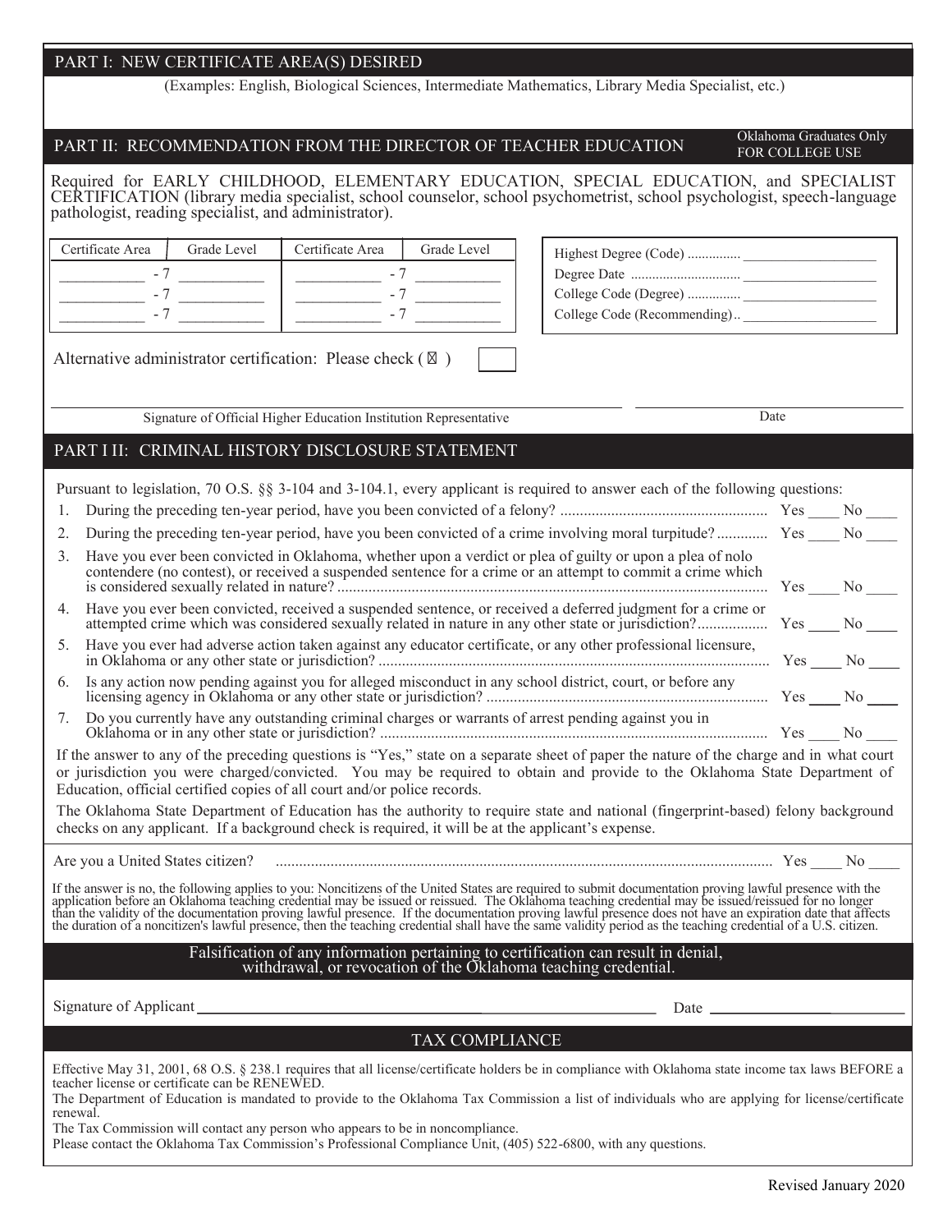## PART I: NEW CERTIFICATE AREA(S) DESIRED

(Examples: English, Biological Sciences, Intermediate Mathematics, Library Media Specialist, etc.)

## PART II: RECOMMENDATION FROM THE DIRECTOR OF TEACHER EDUCATION

Oklahoma Graduates Only
FOR COLLEGE USE

Required for EARLY CHILDHOOD, ELEMENTARY EDUCATION, SPECIAL EDUCATION, and SPECIALIST CERTIFICATION (library media specialist, school counselor, school psychometrist, school psychologist, speech-language pathologist, reading specialist, and administrator).

| Certificate Area | Grade Level | Certificate Area | Grade Level |
|---|---|---|---|
| ___________ - 7 | ___________ | ___________ - 7 | ___________ |
| ___________ - 7 | ___________ | ___________ - 7 | ___________ |
| ___________ - 7 | ___________ | ___________ - 7 | ___________ |

Highest Degree (Code) ............... ___________________
Degree Date .............................. ___________________
College Code (Degree) ............... ___________________
College Code (Recommending).. ___________________

Alternative administrator certification: Please check ( ☒ ) ☐

Signature of Official Higher Education Institution Representative ____________________ Date ____________

## PART III: CRIMINAL HISTORY DISCLOSURE STATEMENT

Pursuant to legislation, 70 O.S. §§ 3-104 and 3-104.1, every applicant is required to answer each of the following questions:

1. During the preceding ten-year period, have you been convicted of a felony? .................................................... Yes ____ No ____
2. During the preceding ten-year period, have you been convicted of a crime involving moral turpitude?............. Yes ____ No ____
3. Have you ever been convicted in Oklahoma, whether upon a verdict or plea of guilty or upon a plea of nolo contendere (no contest), or received a suspended sentence for a crime or an attempt to commit a crime which is considered sexually related in nature? ............................................................................................................. Yes ____ No ____
4. Have you ever been convicted, received a suspended sentence, or received a deferred judgment for a crime or attempted crime which was considered sexually related in nature in any other state or jurisdiction?.................. Yes ____ No ____
5. Have you ever had adverse action taken against any educator certificate, or any other professional licensure, in Oklahoma or any other state or jurisdiction? ................................................................................................... Yes ____ No ____
6. Is any action now pending against you for alleged misconduct in any school district, court, or before any licensing agency in Oklahoma or any other state or jurisdiction? ....................................................................... Yes ____ No ____
7. Do you currently have any outstanding criminal charges or warrants of arrest pending against you in Oklahoma or in any other state or jurisdiction? .................................................................................................. Yes ____ No ____

If the answer to any of the preceding questions is "Yes," state on a separate sheet of paper the nature of the charge and in what court or jurisdiction you were charged/convicted. You may be required to obtain and provide to the Oklahoma State Department of Education, official certified copies of all court and/or police records.

The Oklahoma State Department of Education has the authority to require state and national (fingerprint-based) felony background checks on any applicant. If a background check is required, it will be at the applicant's expense.

Are you a United States citizen? .............................................................................................................. Yes ____ No ____

If the answer is no, the following applies to you: Noncitizens of the United States are required to submit documentation proving lawful presence with the application before an Oklahoma teaching credential may be issued or reissued. The Oklahoma teaching credential may be issued/reissued for no longer than the validity of the documentation proving lawful presence. If the documentation proving lawful presence does not have an expiration date that affects the duration of a noncitizen's lawful presence, then the teaching credential shall have the same validity period as the teaching credential of a U.S. citizen.

**Falsification of any information pertaining to certification can result in denial, withdrawal, or revocation of the Oklahoma teaching credential.**

Signature of Applicant ________________________________________ Date ____________________

## TAX COMPLIANCE

Effective May 31, 2001, 68 O.S. § 238.1 requires that all license/certificate holders be in compliance with Oklahoma state income tax laws BEFORE a teacher license or certificate can be RENEWED.
The Department of Education is mandated to provide to the Oklahoma Tax Commission a list of individuals who are applying for license/certificate renewal.
The Tax Commission will contact any person who appears to be in noncompliance.
Please contact the Oklahoma Tax Commission's Professional Compliance Unit, (405) 522-6800, with any questions.

Revised January 2020